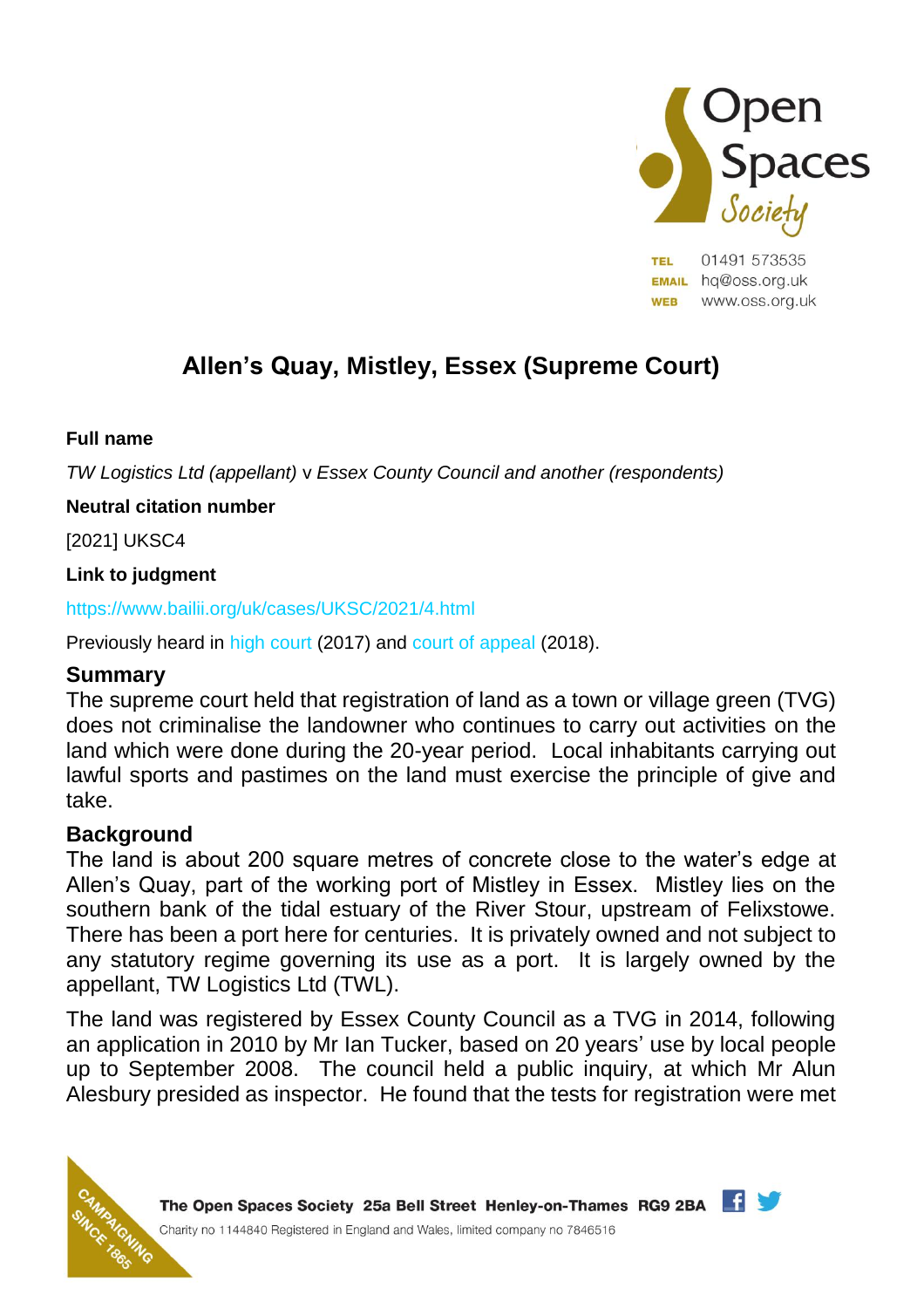Open Spaces Society

TEL 01491 573535
EMAIL hq@oss.org.uk
WEB www.oss.org.uk

# Allen's Quay, Mistley, Essex (Supreme Court)

**Full name**

*TW Logistics Ltd (appellant)* v *Essex County Council and another (respondents)*

**Neutral citation number**

[2021] UKSC4

**Link to judgment**

https://www.bailii.org/uk/cases/UKSC/2021/4.html

Previously heard in high court (2017) and court of appeal (2018).

## Summary

The supreme court held that registration of land as a town or village green (TVG) does not criminalise the landowner who continues to carry out activities on the land which were done during the 20-year period. Local inhabitants carrying out lawful sports and pastimes on the land must exercise the principle of give and take.

## Background

The land is about 200 square metres of concrete close to the water's edge at Allen's Quay, part of the working port of Mistley in Essex. Mistley lies on the southern bank of the tidal estuary of the River Stour, upstream of Felixstowe. There has been a port here for centuries. It is privately owned and not subject to any statutory regime governing its use as a port. It is largely owned by the appellant, TW Logistics Ltd (TWL).

The land was registered by Essex County Council as a TVG in 2014, following an application in 2010 by Mr Ian Tucker, based on 20 years' use by local people up to September 2008. The council held a public inquiry, at which Mr Alun Alesbury presided as inspector. He found that the tests for registration were met

The Open Spaces Society 25a Bell Street Henley-on-Thames RG9 2BA

Charity no 1144840 Registered in England and Wales, limited company no 7846516

CAMPAIGNING SINCE 1865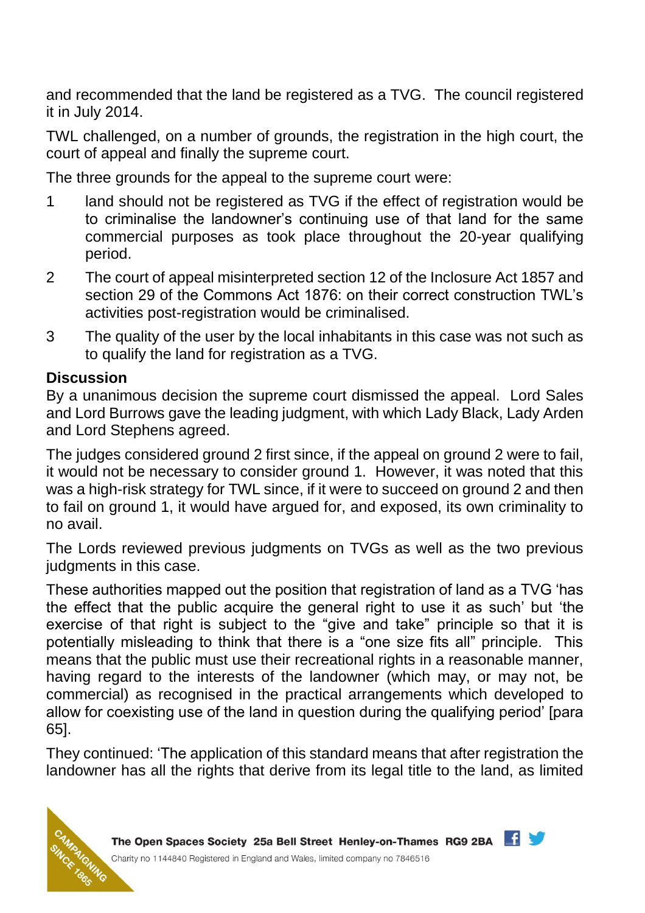and recommended that the land be registered as a TVG. The council registered it in July 2014.

TWL challenged, on a number of grounds, the registration in the high court, the court of appeal and finally the supreme court.

The three grounds for the appeal to the supreme court were:

1. land should not be registered as TVG if the effect of registration would be to criminalise the landowner's continuing use of that land for the same commercial purposes as took place throughout the 20-year qualifying period.
2. The court of appeal misinterpreted section 12 of the Inclosure Act 1857 and section 29 of the Commons Act 1876: on their correct construction TWL's activities post-registration would be criminalised.
3. The quality of the user by the local inhabitants in this case was not such as to qualify the land for registration as a TVG.

**Discussion**

By a unanimous decision the supreme court dismissed the appeal. Lord Sales and Lord Burrows gave the leading judgment, with which Lady Black, Lady Arden and Lord Stephens agreed.

The judges considered ground 2 first since, if the appeal on ground 2 were to fail, it would not be necessary to consider ground 1. However, it was noted that this was a high-risk strategy for TWL since, if it were to succeed on ground 2 and then to fail on ground 1, it would have argued for, and exposed, its own criminality to no avail.

The Lords reviewed previous judgments on TVGs as well as the two previous judgments in this case.

These authorities mapped out the position that registration of land as a TVG 'has the effect that the public acquire the general right to use it as such' but 'the exercise of that right is subject to the "give and take" principle so that it is potentially misleading to think that there is a "one size fits all" principle. This means that the public must use their recreational rights in a reasonable manner, having regard to the interests of the landowner (which may, or may not, be commercial) as recognised in the practical arrangements which developed to allow for coexisting use of the land in question during the qualifying period' [para 65].

They continued: 'The application of this standard means that after registration the landowner has all the rights that derive from its legal title to the land, as limited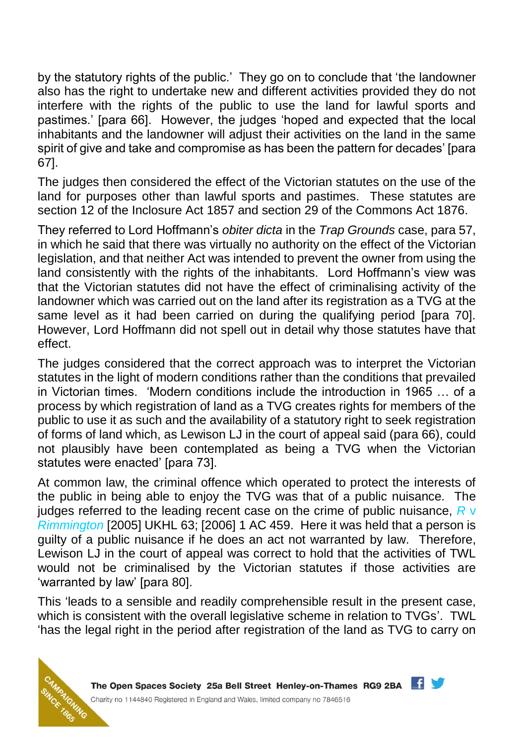by the statutory rights of the public.' They go on to conclude that 'the landowner also has the right to undertake new and different activities provided they do not interfere with the rights of the public to use the land for lawful sports and pastimes.' [para 66]. However, the judges 'hoped and expected that the local inhabitants and the landowner will adjust their activities on the land in the same spirit of give and take and compromise as has been the pattern for decades' [para 67].

The judges then considered the effect of the Victorian statutes on the use of the land for purposes other than lawful sports and pastimes. These statutes are section 12 of the Inclosure Act 1857 and section 29 of the Commons Act 1876.

They referred to Lord Hoffmann's *obiter dicta* in the *Trap Grounds* case, para 57, in which he said that there was virtually no authority on the effect of the Victorian legislation, and that neither Act was intended to prevent the owner from using the land consistently with the rights of the inhabitants. Lord Hoffmann's view was that the Victorian statutes did not have the effect of criminalising activity of the landowner which was carried out on the land after its registration as a TVG at the same level as it had been carried on during the qualifying period [para 70]. However, Lord Hoffmann did not spell out in detail why those statutes have that effect.

The judges considered that the correct approach was to interpret the Victorian statutes in the light of modern conditions rather than the conditions that prevailed in Victorian times. 'Modern conditions include the introduction in 1965 … of a process by which registration of land as a TVG creates rights for members of the public to use it as such and the availability of a statutory right to seek registration of forms of land which, as Lewison LJ in the court of appeal said (para 66), could not plausibly have been contemplated as being a TVG when the Victorian statutes were enacted' [para 73].

At common law, the criminal offence which operated to protect the interests of the public in being able to enjoy the TVG was that of a public nuisance. The judges referred to the leading recent case on the crime of public nuisance, *R* v *Rimmington* [2005] UKHL 63; [2006] 1 AC 459. Here it was held that a person is guilty of a public nuisance if he does an act not warranted by law. Therefore, Lewison LJ in the court of appeal was correct to hold that the activities of TWL would not be criminalised by the Victorian statutes if those activities are 'warranted by law' [para 80].

This 'leads to a sensible and readily comprehensible result in the present case, which is consistent with the overall legislative scheme in relation to TVGs'. TWL 'has the legal right in the period after registration of the land as TVG to carry on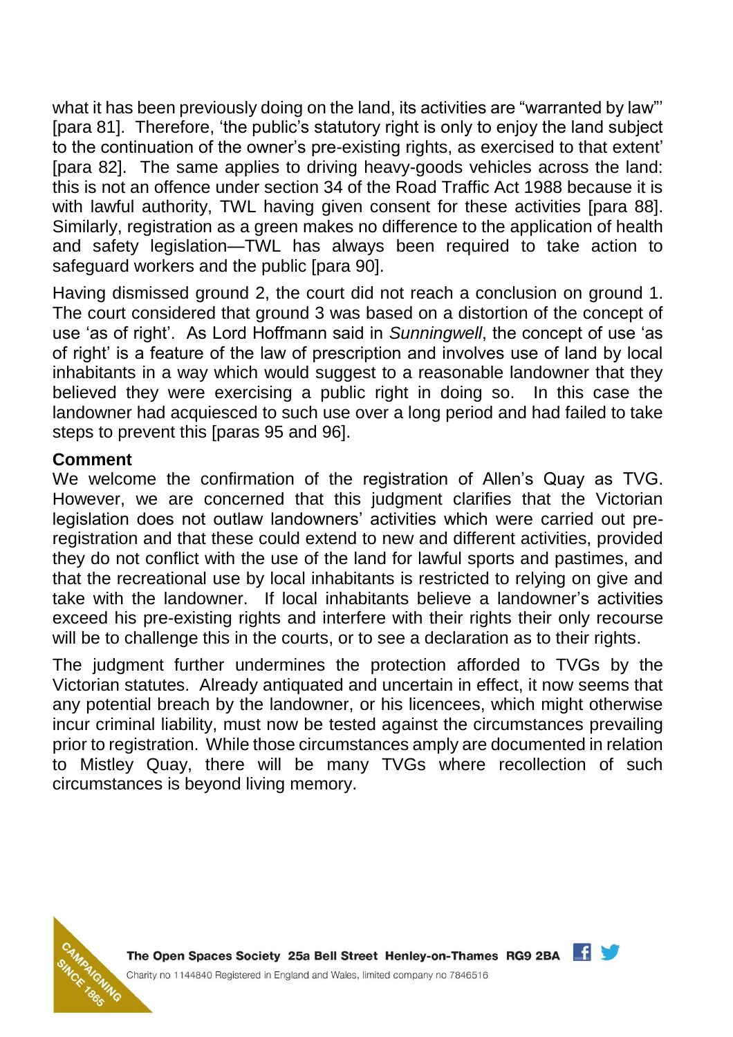what it has been previously doing on the land, its activities are "warranted by law"' [para 81]. Therefore, 'the public's statutory right is only to enjoy the land subject to the continuation of the owner's pre-existing rights, as exercised to that extent' [para 82]. The same applies to driving heavy-goods vehicles across the land: this is not an offence under section 34 of the Road Traffic Act 1988 because it is with lawful authority, TWL having given consent for these activities [para 88]. Similarly, registration as a green makes no difference to the application of health and safety legislation—TWL has always been required to take action to safeguard workers and the public [para 90].

Having dismissed ground 2, the court did not reach a conclusion on ground 1. The court considered that ground 3 was based on a distortion of the concept of use 'as of right'. As Lord Hoffmann said in *Sunningwell*, the concept of use 'as of right' is a feature of the law of prescription and involves use of land by local inhabitants in a way which would suggest to a reasonable landowner that they believed they were exercising a public right in doing so. In this case the landowner had acquiesced to such use over a long period and had failed to take steps to prevent this [paras 95 and 96].

**Comment**

We welcome the confirmation of the registration of Allen's Quay as TVG. However, we are concerned that this judgment clarifies that the Victorian legislation does not outlaw landowners' activities which were carried out pre-registration and that these could extend to new and different activities, provided they do not conflict with the use of the land for lawful sports and pastimes, and that the recreational use by local inhabitants is restricted to relying on give and take with the landowner. If local inhabitants believe a landowner's activities exceed his pre-existing rights and interfere with their rights their only recourse will be to challenge this in the courts, or to see a declaration as to their rights.

The judgment further undermines the protection afforded to TVGs by the Victorian statutes. Already antiquated and uncertain in effect, it now seems that any potential breach by the landowner, or his licencees, which might otherwise incur criminal liability, must now be tested against the circumstances prevailing prior to registration. While those circumstances amply are documented in relation to Mistley Quay, there will be many TVGs where recollection of such circumstances is beyond living memory.